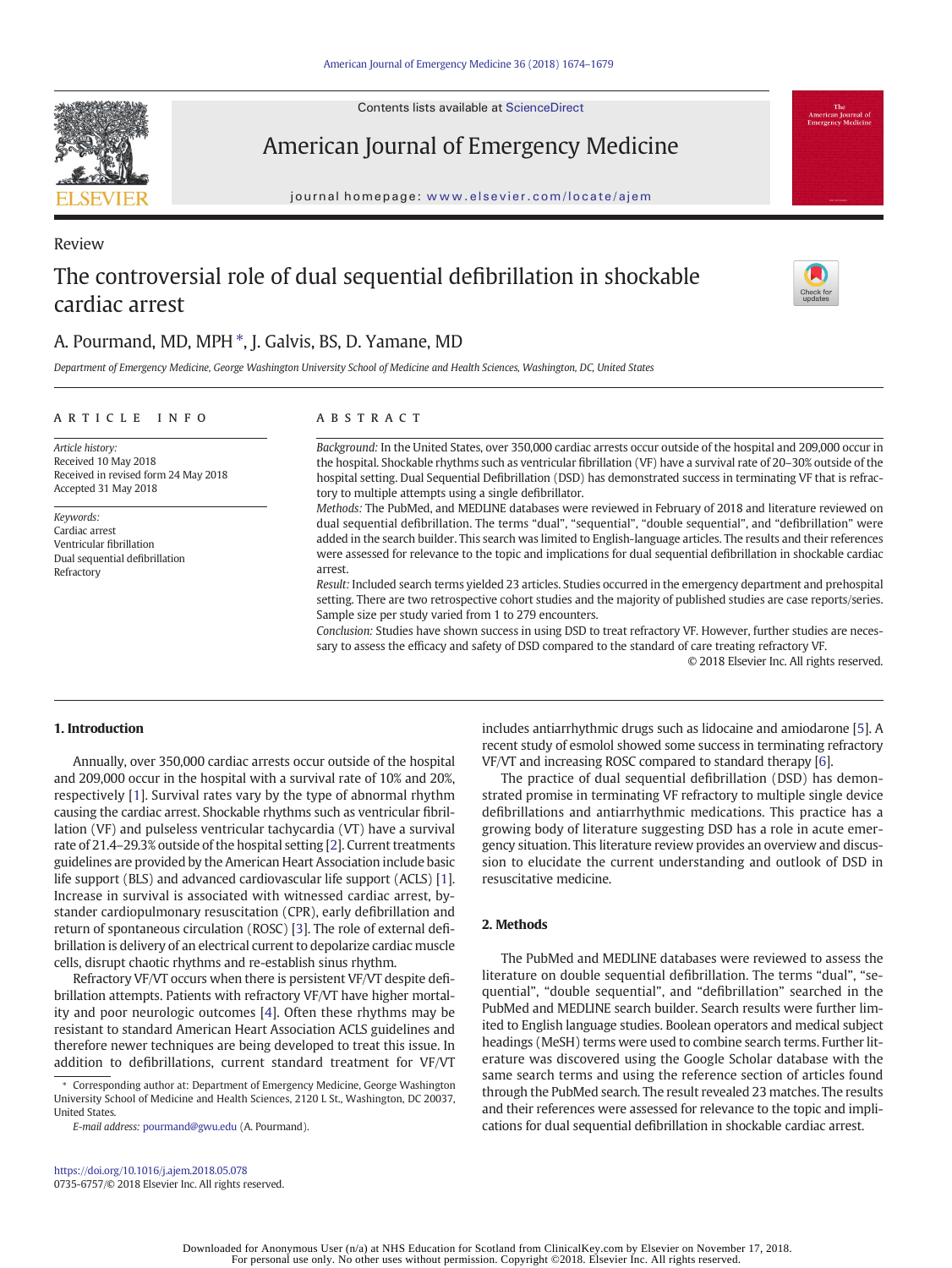Review

# The controversial role of dual sequential defibrillation in shockable cardiac arrest

A. Pourmand, MD, MPH *, J. Galvis, BS, D. Yamane, MD

*Department of Emergency Medicine, George Washington University School of Medicine and Health Sciences, Washington, DC, United States*

## ARTICLE INFO

*Article history:*
Received 10 May 2018
Received in revised form 24 May 2018
Accepted 31 May 2018

*Keywords:*
Cardiac arrest
Ventricular fibrillation
Dual sequential defibrillation
Refractory

## ABSTRACT

*Background:* In the United States, over 350,000 cardiac arrests occur outside of the hospital and 209,000 occur in the hospital. Shockable rhythms such as ventricular fibrillation (VF) have a survival rate of 20–30% outside of the hospital setting. Dual Sequential Defibrillation (DSD) has demonstrated success in terminating VF that is refractory to multiple attempts using a single defibrillator.

*Methods:* The PubMed, and MEDLINE databases were reviewed in February of 2018 and literature reviewed on dual sequential defibrillation. The terms "dual", "sequential", "double sequential", and "defibrillation" were added in the search builder. This search was limited to English-language articles. The results and their references were assessed for relevance to the topic and implications for dual sequential defibrillation in shockable cardiac arrest.

*Result:* Included search terms yielded 23 articles. Studies occurred in the emergency department and prehospital setting. There are two retrospective cohort studies and the majority of published studies are case reports/series. Sample size per study varied from 1 to 279 encounters.

*Conclusion:* Studies have shown success in using DSD to treat refractory VF. However, further studies are necessary to assess the efficacy and safety of DSD compared to the standard of care treating refractory VF.

© 2018 Elsevier Inc. All rights reserved.

## 1. Introduction

Annually, over 350,000 cardiac arrests occur outside of the hospital and 209,000 occur in the hospital with a survival rate of 10% and 20%, respectively [1]. Survival rates vary by the type of abnormal rhythm causing the cardiac arrest. Shockable rhythms such as ventricular fibrillation (VF) and pulseless ventricular tachycardia (VT) have a survival rate of 21.4–29.3% outside of the hospital setting [2]. Current treatments guidelines are provided by the American Heart Association include basic life support (BLS) and advanced cardiovascular life support (ACLS) [1]. Increase in survival is associated with witnessed cardiac arrest, bystander cardiopulmonary resuscitation (CPR), early defibrillation and return of spontaneous circulation (ROSC) [3]. The role of external defibrillation is delivery of an electrical current to depolarize cardiac muscle cells, disrupt chaotic rhythms and re-establish sinus rhythm.

Refractory VF/VT occurs when there is persistent VF/VT despite defibrillation attempts. Patients with refractory VF/VT have higher mortality and poor neurologic outcomes [4]. Often these rhythms may be resistant to standard American Heart Association ACLS guidelines and therefore newer techniques are being developed to treat this issue. In addition to defibrillations, current standard treatment for VF/VT includes antiarrhythmic drugs such as lidocaine and amiodarone [5]. A recent study of esmolol showed some success in terminating refractory VF/VT and increasing ROSC compared to standard therapy [6].

The practice of dual sequential defibrillation (DSD) has demonstrated promise in terminating VF refractory to multiple single device defibrillations and antiarrhythmic medications. This practice has a growing body of literature suggesting DSD has a role in acute emergency situation. This literature review provides an overview and discussion to elucidate the current understanding and outlook of DSD in resuscitative medicine.

## 2. Methods

The PubMed and MEDLINE databases were reviewed to assess the literature on double sequential defibrillation. The terms "dual", "sequential", "double sequential", and "defibrillation" searched in the PubMed and MEDLINE search builder. Search results were further limited to English language studies. Boolean operators and medical subject headings (MeSH) terms were used to combine search terms. Further literature was discovered using the Google Scholar database with the same search terms and using the reference section of articles found through the PubMed search. The result revealed 23 matches. The results and their references were assessed for relevance to the topic and implications for dual sequential defibrillation in shockable cardiac arrest.

* Corresponding author at: Department of Emergency Medicine, George Washington University School of Medicine and Health Sciences, 2120 L St., Washington, DC 20037, United States.

*E-mail address:* pourmand@gwu.edu (A. Pourmand).

https://doi.org/10.1016/j.ajem.2018.05.078
0735-6757/© 2018 Elsevier Inc. All rights reserved.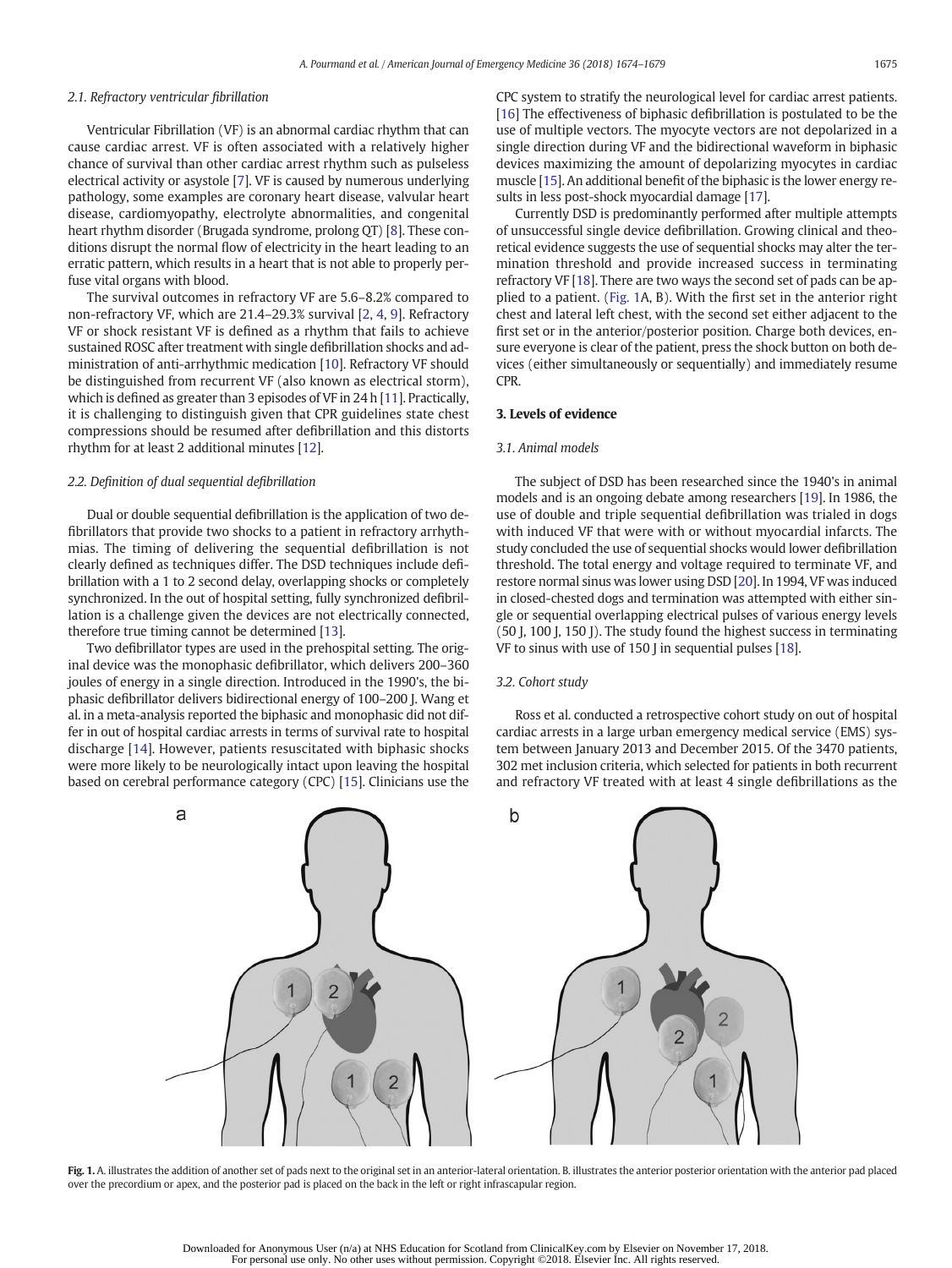### 2.1. Refractory ventricular fibrillation

Ventricular Fibrillation (VF) is an abnormal cardiac rhythm that can cause cardiac arrest. VF is often associated with a relatively higher chance of survival than other cardiac arrest rhythm such as pulseless electrical activity or asystole [7]. VF is caused by numerous underlying pathology, some examples are coronary heart disease, valvular heart disease, cardiomyopathy, electrolyte abnormalities, and congenital heart rhythm disorder (Brugada syndrome, prolong QT) [8]. These conditions disrupt the normal flow of electricity in the heart leading to an erratic pattern, which results in a heart that is not able to properly perfuse vital organs with blood.

The survival outcomes in refractory VF are 5.6–8.2% compared to non-refractory VF, which are 21.4–29.3% survival [2, 4, 9]. Refractory VF or shock resistant VF is defined as a rhythm that fails to achieve sustained ROSC after treatment with single defibrillation shocks and administration of anti-arrhythmic medication [10]. Refractory VF should be distinguished from recurrent VF (also known as electrical storm), which is defined as greater than 3 episodes of VF in 24 h [11]. Practically, it is challenging to distinguish given that CPR guidelines state chest compressions should be resumed after defibrillation and this distorts rhythm for at least 2 additional minutes [12].

### 2.2. Definition of dual sequential defibrillation

Dual or double sequential defibrillation is the application of two defibrillators that provide two shocks to a patient in refractory arrhythmias. The timing of delivering the sequential defibrillation is not clearly defined as techniques differ. The DSD techniques include defibrillation with a 1 to 2 second delay, overlapping shocks or completely synchronized. In the out of hospital setting, fully synchronized defibrillation is a challenge given the devices are not electrically connected, therefore true timing cannot be determined [13].

Two defibrillator types are used in the prehospital setting. The original device was the monophasic defibrillator, which delivers 200–360 joules of energy in a single direction. Introduced in the 1990's, the biphasic defibrillator delivers bidirectional energy of 100–200 J. Wang et al. in a meta-analysis reported the biphasic and monophasic did not differ in out of hospital cardiac arrests in terms of survival rate to hospital discharge [14]. However, patients resuscitated with biphasic shocks were more likely to be neurologically intact upon leaving the hospital based on cerebral performance category (CPC) [15]. Clinicians use the CPC system to stratify the neurological level for cardiac arrest patients. [16] The effectiveness of biphasic defibrillation is postulated to be the use of multiple vectors. The myocyte vectors are not depolarized in a single direction during VF and the bidirectional waveform in biphasic devices maximizing the amount of depolarizing myocytes in cardiac muscle [15]. An additional benefit of the biphasic is the lower energy results in less post-shock myocardial damage [17].

Currently DSD is predominantly performed after multiple attempts of unsuccessful single device defibrillation. Growing clinical and theoretical evidence suggests the use of sequential shocks may alter the termination threshold and provide increased success in terminating refractory VF [18]. There are two ways the second set of pads can be applied to a patient. (Fig. 1A, B). With the first set in the anterior right chest and lateral left chest, with the second set either adjacent to the first set or in the anterior/posterior position. Charge both devices, ensure everyone is clear of the patient, press the shock button on both devices (either simultaneously or sequentially) and immediately resume CPR.

## 3. Levels of evidence

### 3.1. Animal models

The subject of DSD has been researched since the 1940's in animal models and is an ongoing debate among researchers [19]. In 1986, the use of double and triple sequential defibrillation was trialed in dogs with induced VF that were with or without myocardial infarcts. The study concluded the use of sequential shocks would lower defibrillation threshold. The total energy and voltage required to terminate VF, and restore normal sinus was lower using DSD [20]. In 1994, VF was induced in closed-chested dogs and termination was attempted with either single or sequential overlapping electrical pulses of various energy levels (50 J, 100 J, 150 J). The study found the highest success in terminating VF to sinus with use of 150 J in sequential pulses [18].

### 3.2. Cohort study

Ross et al. conducted a retrospective cohort study on out of hospital cardiac arrests in a large urban emergency medical service (EMS) system between January 2013 and December 2015. Of the 3470 patients, 302 met inclusion criteria, which selected for patients in both recurrent and refractory VF treated with at least 4 single defibrillations as the

**Fig. 1.** A. illustrates the addition of another set of pads next to the original set in an anterior-lateral orientation. B. illustrates the anterior posterior orientation with the anterior pad placed over the precordium or apex, and the posterior pad is placed on the back in the left or right infrascapular region.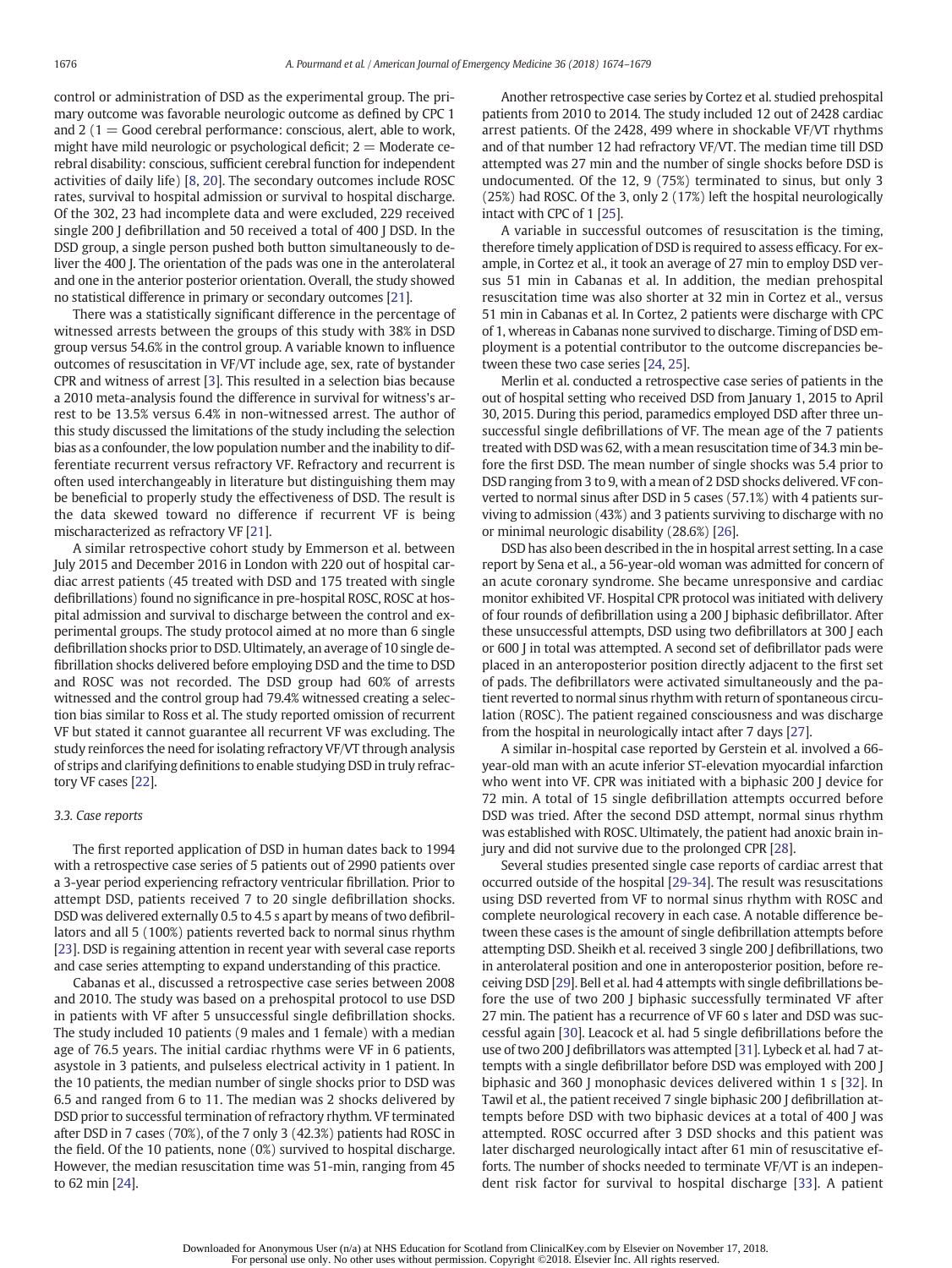control or administration of DSD as the experimental group. The primary outcome was favorable neurologic outcome as defined by CPC 1 and 2 (1 = Good cerebral performance: conscious, alert, able to work, might have mild neurologic or psychological deficit; 2 = Moderate cerebral disability: conscious, sufficient cerebral function for independent activities of daily life) [8, 20]. The secondary outcomes include ROSC rates, survival to hospital admission or survival to hospital discharge. Of the 302, 23 had incomplete data and were excluded, 229 received single 200 J defibrillation and 50 received a total of 400 J DSD. In the DSD group, a single person pushed both button simultaneously to deliver the 400 J. The orientation of the pads was one in the anterolateral and one in the anterior posterior orientation. Overall, the study showed no statistical difference in primary or secondary outcomes [21].

There was a statistically significant difference in the percentage of witnessed arrests between the groups of this study with 38% in DSD group versus 54.6% in the control group. A variable known to influence outcomes of resuscitation in VF/VT include age, sex, rate of bystander CPR and witness of arrest [3]. This resulted in a selection bias because a 2010 meta-analysis found the difference in survival for witness's arrest to be 13.5% versus 6.4% in non-witnessed arrest. The author of this study discussed the limitations of the study including the selection bias as a confounder, the low population number and the inability to differentiate recurrent versus refractory VF. Refractory and recurrent is often used interchangeably in literature but distinguishing them may be beneficial to properly study the effectiveness of DSD. The result is the data skewed toward no difference if recurrent VF is being mischaracterized as refractory VF [21].

A similar retrospective cohort study by Emmerson et al. between July 2015 and December 2016 in London with 220 out of hospital cardiac arrest patients (45 treated with DSD and 175 treated with single defibrillations) found no significance in pre-hospital ROSC, ROSC at hospital admission and survival to discharge between the control and experimental groups. The study protocol aimed at no more than 6 single defibrillation shocks prior to DSD. Ultimately, an average of 10 single defibrillation shocks delivered before employing DSD and the time to DSD and ROSC was not recorded. The DSD group had 60% of arrests witnessed and the control group had 79.4% witnessed creating a selection bias similar to Ross et al. The study reported omission of recurrent VF but stated it cannot guarantee all recurrent VF was excluding. The study reinforces the need for isolating refractory VF/VT through analysis of strips and clarifying definitions to enable studying DSD in truly refractory VF cases [22].

### 3.3. Case reports

The first reported application of DSD in human dates back to 1994 with a retrospective case series of 5 patients out of 2990 patients over a 3-year period experiencing refractory ventricular fibrillation. Prior to attempt DSD, patients received 7 to 20 single defibrillation shocks. DSD was delivered externally 0.5 to 4.5 s apart by means of two defibrillators and all 5 (100%) patients reverted back to normal sinus rhythm [23]. DSD is regaining attention in recent year with several case reports and case series attempting to expand understanding of this practice.

Cabanas et al., discussed a retrospective case series between 2008 and 2010. The study was based on a prehospital protocol to use DSD in patients with VF after 5 unsuccessful single defibrillation shocks. The study included 10 patients (9 males and 1 female) with a median age of 76.5 years. The initial cardiac rhythms were VF in 6 patients, asystole in 3 patients, and pulseless electrical activity in 1 patient. In the 10 patients, the median number of single shocks prior to DSD was 6.5 and ranged from 6 to 11. The median was 2 shocks delivered by DSD prior to successful termination of refractory rhythm. VF terminated after DSD in 7 cases (70%), of the 7 only 3 (42.3%) patients had ROSC in the field. Of the 10 patients, none (0%) survived to hospital discharge. However, the median resuscitation time was 51-min, ranging from 45 to 62 min [24].

Another retrospective case series by Cortez et al. studied prehospital patients from 2010 to 2014. The study included 12 out of 2428 cardiac arrest patients. Of the 2428, 499 where in shockable VF/VT rhythms and of that number 12 had refractory VF/VT. The median time till DSD attempted was 27 min and the number of single shocks before DSD is undocumented. Of the 12, 9 (75%) terminated to sinus, but only 3 (25%) had ROSC. Of the 3, only 2 (17%) left the hospital neurologically intact with CPC of 1 [25].

A variable in successful outcomes of resuscitation is the timing, therefore timely application of DSD is required to assess efficacy. For example, in Cortez et al., it took an average of 27 min to employ DSD versus 51 min in Cabanas et al. In addition, the median prehospital resuscitation time was also shorter at 32 min in Cortez et al., versus 51 min in Cabanas et al. In Cortez, 2 patients were discharge with CPC of 1, whereas in Cabanas none survived to discharge. Timing of DSD employment is a potential contributor to the outcome discrepancies between these two case series [24, 25].

Merlin et al. conducted a retrospective case series of patients in the out of hospital setting who received DSD from January 1, 2015 to April 30, 2015. During this period, paramedics employed DSD after three unsuccessful single defibrillations of VF. The mean age of the 7 patients treated with DSD was 62, with a mean resuscitation time of 34.3 min before the first DSD. The mean number of single shocks was 5.4 prior to DSD ranging from 3 to 9, with a mean of 2 DSD shocks delivered. VF converted to normal sinus after DSD in 5 cases (57.1%) with 4 patients surviving to admission (43%) and 3 patients surviving to discharge with no or minimal neurologic disability (28.6%) [26].

DSD has also been described in the in hospital arrest setting. In a case report by Sena et al., a 56-year-old woman was admitted for concern of an acute coronary syndrome. She became unresponsive and cardiac monitor exhibited VF. Hospital CPR protocol was initiated with delivery of four rounds of defibrillation using a 200 J biphasic defibrillator. After these unsuccessful attempts, DSD using two defibrillators at 300 J each or 600 J in total was attempted. A second set of defibrillator pads were placed in an anteroposterior position directly adjacent to the first set of pads. The defibrillators were activated simultaneously and the patient reverted to normal sinus rhythm with return of spontaneous circulation (ROSC). The patient regained consciousness and was discharge from the hospital in neurologically intact after 7 days [27].

A similar in-hospital case reported by Gerstein et al. involved a 66-year-old man with an acute inferior ST-elevation myocardial infarction who went into VF. CPR was initiated with a biphasic 200 J device for 72 min. A total of 15 single defibrillation attempts occurred before DSD was tried. After the second DSD attempt, normal sinus rhythm was established with ROSC. Ultimately, the patient had anoxic brain injury and did not survive due to the prolonged CPR [28].

Several studies presented single case reports of cardiac arrest that occurred outside of the hospital [29-34]. The result was resuscitations using DSD reverted from VF to normal sinus rhythm with ROSC and complete neurological recovery in each case. A notable difference between these cases is the amount of single defibrillation attempts before attempting DSD. Sheikh et al. received 3 single 200 J defibrillations, two in anterolateral position and one in anteroposterior position, before receiving DSD [29]. Bell et al. had 4 attempts with single defibrillations before the use of two 200 J biphasic successfully terminated VF after 27 min. The patient has a recurrence of VF 60 s later and DSD was successful again [30]. Leacock et al. had 5 single defibrillations before the use of two 200 J defibrillators was attempted [31]. Lybeck et al. had 7 attempts with a single defibrillator before DSD was employed with 200 J biphasic and 360 J monophasic devices delivered within 1 s [32]. In Tawil et al., the patient received 7 single biphasic 200 J defibrillation attempts before DSD with two biphasic devices at a total of 400 J was attempted. ROSC occurred after 3 DSD shocks and this patient was later discharged neurologically intact after 61 min of resuscitative efforts. The number of shocks needed to terminate VF/VT is an independent risk factor for survival to hospital discharge [33]. A patient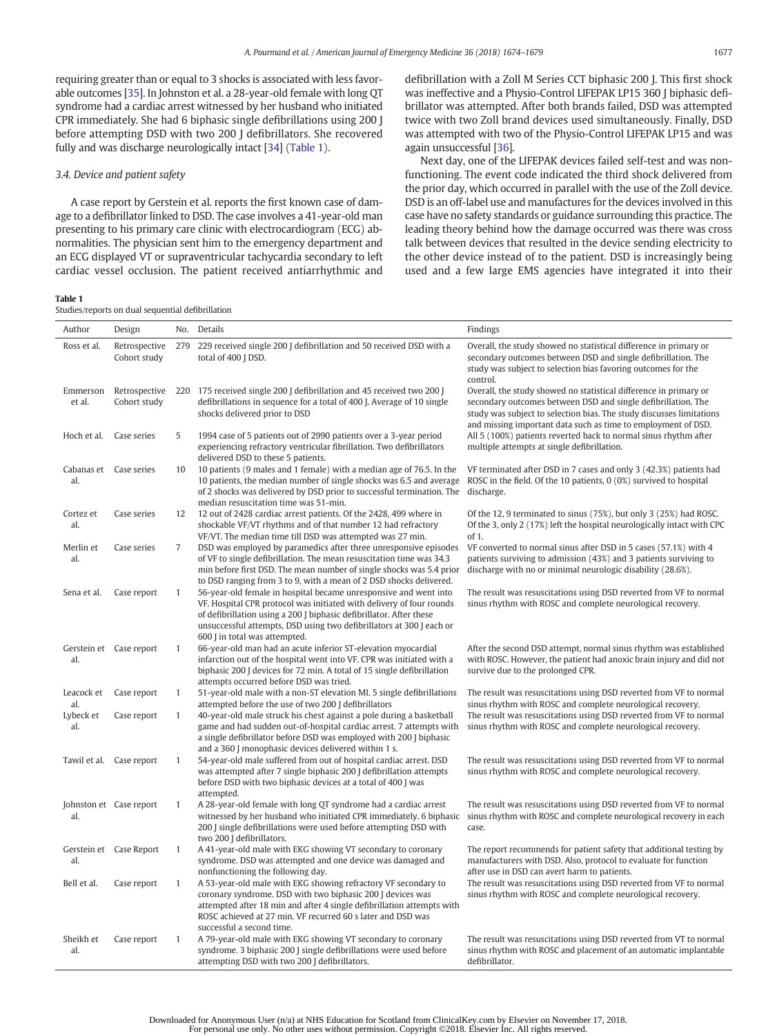requiring greater than or equal to 3 shocks is associated with less favorable outcomes [35]. In Johnston et al. a 28-year-old female with long QT syndrome had a cardiac arrest witnessed by her husband who initiated CPR immediately. She had 6 biphasic single defibrillations using 200 J before attempting DSD with two 200 J defibrillators. She recovered fully and was discharge neurologically intact [34] (Table 1).

### 3.4. Device and patient safety

A case report by Gerstein et al. reports the first known case of damage to a defibrillator linked to DSD. The case involves a 41-year-old man presenting to his primary care clinic with electrocardiogram (ECG) abnormalities. The physician sent him to the emergency department and an ECG displayed VT or supraventricular tachycardia secondary to left cardiac vessel occlusion. The patient received antiarrhythmic and defibrillation with a Zoll M Series CCT biphasic 200 J. This first shock was ineffective and a Physio-Control LIFEPAK LP15 360 J biphasic defibrillator was attempted. After both brands failed, DSD was attempted twice with two Zoll brand devices used simultaneously. Finally, DSD was attempted with two of the Physio-Control LIFEPAK LP15 and was again unsuccessful [36].

Next day, one of the LIFEPAK devices failed self-test and was nonfunctioning. The event code indicated the third shock delivered from the prior day, which occurred in parallel with the use of the Zoll device. DSD is an off-label use and manufactures for the devices involved in this case have no safety standards or guidance surrounding this practice. The leading theory behind how the damage occurred was there was cross talk between devices that resulted in the device sending electricity to the other device instead of to the patient. DSD is increasingly being used and a few large EMS agencies have integrated it into their

**Table 1**
Studies/reports on dual sequential defibrillation

| Author | Design | No. | Details | Findings |
|---|---|---|---|---|
| Ross et al. | Retrospective Cohort study | 279 | 229 received single 200 J defibrillation and 50 received DSD with a total of 400 J DSD. | Overall, the study showed no statistical difference in primary or secondary outcomes between DSD and single defibrillation. The study was subject to selection bias favoring outcomes for the control. |
| Emmerson et al. | Retrospective Cohort study | 220 | 175 received single 200 J defibrillation and 45 received two 200 J defibrillations in sequence for a total of 400 J. Average of 10 single shocks delivered prior to DSD | Overall, the study showed no statistical difference in primary or secondary outcomes between DSD and single defibrillation. The study was subject to selection bias. The study discusses limitations and missing important data such as time to employment of DSD. |
| Hoch et al. | Case series | 5 | 1994 case of 5 patients out of 2990 patients over a 3-year period experiencing refractory ventricular fibrillation. Two defibrillators delivered DSD to these 5 patients. | All 5 (100%) patients reverted back to normal sinus rhythm after multiple attempts at single defibrillation. |
| Cabanas et al. | Case series | 10 | 10 patients (9 males and 1 female) with a median age of 76.5. In the 10 patients, the median number of single shocks was 6.5 and average of 2 shocks was delivered by DSD prior to successful termination. The median resuscitation time was 51-min. | VF terminated after DSD in 7 cases and only 3 (42.3%) patients had ROSC in the field. Of the 10 patients, 0 (0%) survived to hospital discharge. |
| Cortez et al. | Case series | 12 | 12 out of 2428 cardiac arrest patients. Of the 2428, 499 where in shockable VF/VT rhythms and of that number 12 had refractory VF/VT. The median time till DSD was attempted was 27 min. | Of the 12, 9 terminated to sinus (75%), but only 3 (25%) had ROSC. Of the 3, only 2 (17%) left the hospital neurologically intact with CPC of 1. |
| Merlin et al. | Case series | 7 | DSD was employed by paramedics after three unresponsive episodes of VF to single defibrillation. The mean resuscitation time was 34.3 min before first DSD. The mean number of single shocks was 5.4 prior to DSD ranging from 3 to 9, with a mean of 2 DSD shocks delivered. | VF converted to normal sinus after DSD in 5 cases (57.1%) with 4 patients surviving to admission (43%) and 3 patients surviving to discharge with no or minimal neurologic disability (28.6%). |
| Sena et al. | Case report | 1 | 56-year-old female in hospital became unresponsive and went into VF. Hospital CPR protocol was initiated with delivery of four rounds of defibrillation using a 200 J biphasic defibrillator. After these unsuccessful attempts, DSD using two defibrillators at 300 J each or 600 J in total was attempted. | The result was resuscitations using DSD reverted from VF to normal sinus rhythm with ROSC and complete neurological recovery. |
| Gerstein et al. | Case report | 1 | 66-year-old man had an acute inferior ST-elevation myocardial infarction out of the hospital went into VF. CPR was initiated with a biphasic 200 J devices for 72 min. A total of 15 single defibrillation attempts occurred before DSD was tried. | After the second DSD attempt, normal sinus rhythm was established with ROSC. However, the patient had anoxic brain injury and did not survive due to the prolonged CPR. |
| Leacock et al. | Case report | 1 | 51-year-old male with a non-ST elevation MI. 5 single defibrillations attempted before the use of two 200 J defibrillators | The result was resuscitations using DSD reverted from VF to normal sinus rhythm with ROSC and complete neurological recovery. |
| Lybeck et al. | Case report | 1 | 40-year-old male struck his chest against a pole during a basketball game and had sudden out-of-hospital cardiac arrest. 7 attempts with a single defibrillator before DSD was employed with 200 J biphasic and a 360 J monophasic devices delivered within 1 s. | The result was resuscitations using DSD reverted from VF to normal sinus rhythm with ROSC and complete neurological recovery. |
| Tawil et al. | Case report | 1 | 54-year-old male suffered from out of hospital cardiac arrest. DSD was attempted after 7 single biphasic 200 J defibrillation attempts before DSD with two biphasic devices at a total of 400 J was attempted. | The result was resuscitations using DSD reverted from VF to normal sinus rhythm with ROSC and complete neurological recovery. |
| Johnston et al. | Case report | 1 | A 28-year-old female with long QT syndrome had a cardiac arrest witnessed by her husband who initiated CPR immediately. 6 biphasic 200 J single defibrillations were used before attempting DSD with two 200 J defibrillators. | The result was resuscitations using DSD reverted from VF to normal sinus rhythm with ROSC and complete neurological recovery in each case. |
| Gerstein et al. | Case Report | 1 | A 41-year-old male with EKG showing VT secondary to coronary syndrome. DSD was attempted and one device was damaged and nonfunctioning the following day. | The report recommends for patient safety that additional testing by manufacturers with DSD. Also, protocol to evaluate for function after use in DSD can avert harm to patients. |
| Bell et al. | Case report | 1 | A 53-year-old male with EKG showing refractory VF secondary to coronary syndrome. DSD with two biphasic 200 J devices was attempted after 18 min and after 4 single defibrillation attempts with ROSC achieved at 27 min. VF recurred 60 s later and DSD was successful a second time. | The result was resuscitations using DSD reverted from VF to normal sinus rhythm with ROSC and complete neurological recovery. |
| Sheikh et al. | Case report | 1 | A 79-year-old male with EKG showing VT secondary to coronary syndrome. 3 biphasic 200 J single defibrillations were used before attempting DSD with two 200 J defibrillators. | The result was resuscitations using DSD reverted from VT to normal sinus rhythm with ROSC and placement of an automatic implantable defibrillator. |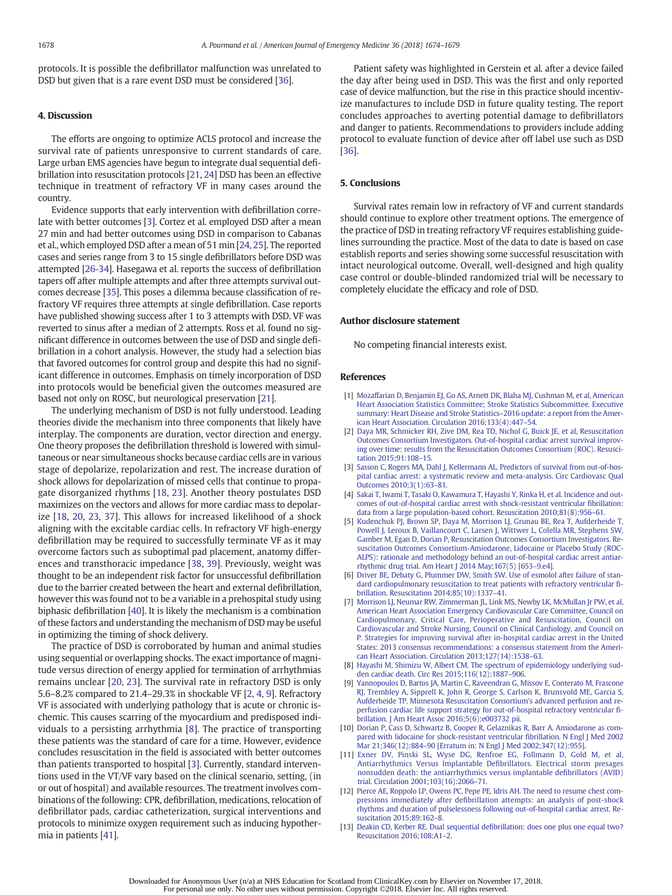protocols. It is possible the defibrillator malfunction was unrelated to DSD but given that is a rare event DSD must be considered [36].

## 4. Discussion

The efforts are ongoing to optimize ACLS protocol and increase the survival rate of patients unresponsive to current standards of care. Large urban EMS agencies have begun to integrate dual sequential defibrillation into resuscitation protocols [21, 24] DSD has been an effective technique in treatment of refractory VF in many cases around the country.

Evidence supports that early intervention with defibrillation correlate with better outcomes [3]. Cortez et al. employed DSD after a mean 27 min and had better outcomes using DSD in comparison to Cabanas et al., which employed DSD after a mean of 51 min [24, 25]. The reported cases and series range from 3 to 15 single defibrillators before DSD was attempted [26-34]. Hasegawa et al. reports the success of defibrillation tapers off after multiple attempts and after three attempts survival outcomes decrease [35]. This poses a dilemma because classification of refractory VF requires three attempts at single defibrillation. Case reports have published showing success after 1 to 3 attempts with DSD. VF was reverted to sinus after a median of 2 attempts. Ross et al. found no significant difference in outcomes between the use of DSD and single defibrillation in a cohort analysis. However, the study had a selection bias that favored outcomes for control group and despite this had no significant difference in outcomes. Emphasis on timely incorporation of DSD into protocols would be beneficial given the outcomes measured are based not only on ROSC, but neurological preservation [21].

The underlying mechanism of DSD is not fully understood. Leading theories divide the mechanism into three components that likely have interplay. The components are duration, vector direction and energy. One theory proposes the defibrillation threshold is lowered with simultaneous or near simultaneous shocks because cardiac cells are in various stage of depolarize, repolarization and rest. The increase duration of shock allows for depolarization of missed cells that continue to propagate disorganized rhythms [18, 23]. Another theory postulates DSD maximizes on the vectors and allows for more cardiac mass to depolarize [18, 20, 23, 37]. This allows for increased likelihood of a shock aligning with the excitable cardiac cells. In refractory VF high-energy defibrillation may be required to successfully terminate VF as it may overcome factors such as suboptimal pad placement, anatomy differences and transthoracic impedance [38, 39]. Previously, weight was thought to be an independent risk factor for unsuccessful defibrillation due to the barrier created between the heart and external defibrillation, however this was found not to be a variable in a prehospital study using biphasic defibrillation [40]. It is likely the mechanism is a combination of these factors and understanding the mechanism of DSD may be useful in optimizing the timing of shock delivery.

The practice of DSD is corroborated by human and animal studies using sequential or overlapping shocks. The exact importance of magnitude versus direction of energy applied for termination of arrhythmias remains unclear [20, 23]. The survival rate in refractory DSD is only 5.6–8.2% compared to 21.4–29.3% in shockable VF [2, 4, 9]. Refractory VF is associated with underlying pathology that is acute or chronic ischemic. This causes scarring of the myocardium and predisposed individuals to a persisting arrhythmia [8]. The practice of transporting these patients was the standard of care for a time. However, evidence concludes resuscitation in the field is associated with better outcomes than patients transported to hospital [3]. Currently, standard interventions used in the VT/VF vary based on the clinical scenario, setting, (in or out of hospital) and available resources. The treatment involves combinations of the following: CPR, defibrillation, medications, relocation of defibrillator pads, cardiac catheterization, surgical interventions and protocols to minimize oxygen requirement such as inducing hypothermia in patients [41].

Patient safety was highlighted in Gerstein et al. after a device failed the day after being used in DSD. This was the first and only reported case of device malfunction, but the rise in this practice should incentivize manufactures to include DSD in future quality testing. The report concludes approaches to averting potential damage to defibrillators and danger to patients. Recommendations to providers include adding protocol to evaluate function of device after off label use such as DSD [36].

## 5. Conclusions

Survival rates remain low in refractory of VF and current standards should continue to explore other treatment options. The emergence of the practice of DSD in treating refractory VF requires establishing guidelines surrounding the practice. Most of the data to date is based on case establish reports and series showing some successful resuscitation with intact neurological outcome. Overall, well-designed and high quality case control or double-blinded randomized trial will be necessary to completely elucidate the efficacy and role of DSD.

### Author disclosure statement

No competing financial interests exist.

## References

[1] Mozaffarian D, Benjamin EJ, Go AS, Arnett DK, Blaha MJ, Cushman M, et al, American Heart Association Statistics Committee; Stroke Statistics Subcommittee. Executive summary: Heart Disease and Stroke Statistics–2016 update: a report from the American Heart Association. Circulation 2016;133(4):447–54.

[2] Daya MR, Schmicker RH, Zive DM, Rea TD, Nichol G, Buick JE, et al, Resuscitation Outcomes Consortium Investigators. Out-of-hospital cardiac arrest survival improving over time: results from the Resuscitation Outcomes Consortium (ROC). Resuscitation 2015;91:108–15.

[3] Sasson C, Rogers MA, Dahl J, Kellermann AL. Predictors of survival from out-of-hospital cardiac arrest: a systematic review and meta-analysis. Circ Cardiovasc Qual Outcomes 2010;3(1):63–81.

[4] Sakai T, Iwami T, Tasaki O, Kawamura T, Hayashi Y, Rinka H, et al. Incidence and outcomes of out-of-hospital cardiac arrest with shock-resistant ventricular fibrillation: data from a large population-based cohort. Resuscitation 2010;81(8):956–61.

[5] Kudenchuk PJ, Brown SP, Daya M, Morrison LJ, Grunau BE, Rea T, Aufderheide T, Powell J, Leroux B, Vaillancourt C, Larsen J, Wittwer L, Colella MR, Stephens SW, Gamber M, Egan D, Dorian P, Resuscitation Outcomes Consortium Investigators. Resuscitation Outcomes Consortium-Amiodarone, Lidocaine or Placebo Study (ROC-ALPS): rationale and methodology behind an out-of-hospital cardiac arrest antiarrhythmic drug trial. Am Heart J 2014 May;167(5) [653–9.e4].

[6] Driver BE, Debaty G, Plummer DW, Smith SW. Use of esmolol after failure of standard cardiopulmonary resuscitation to treat patients with refractory ventricular fibrillation. Resuscitation 2014;85(10):1337–41.

[7] Morrison LJ, Neumar RW, Zimmerman JL, Link MS, Newby LK, McMullan Jr PW, et al, American Heart Association Emergency Cardiovascular Care Committee, Council on Cardiopulmonary, Critical Care, Perioperative and Resuscitation, Council on Cardiovascular and Stroke Nursing, Council on Clinical Cardiology, and Council on P. Strategies for improving survival after in-hospital cardiac arrest in the United States: 2013 consensus recommendations: a consensus statement from the American Heart Association. Circulation 2013;127(14):1538–63.

[8] Hayashi M, Shimizu W, Albert CM. The spectrum of epidemiology underlying sudden cardiac death. Circ Res 2015;116(12):1887–906.

[9] Yannopoulos D, Bartos JA, Martin C, Raveendran G, Missov E, Conterato M, Frascone RJ, Trembley A, Sipprell K, John R, George S, Carlson K, Brunsvold ME, Garcia S, Aufderheide TP. Minnesota Resuscitation Consortium's advanced perfusion and reperfusion cardiac life support strategy for out-of-hospital refractory ventricular fibrillation. J Am Heart Assoc 2016;5(6):e003732 pii.

[10] Dorian P, Cass D, Schwartz B, Cooper R, Gelaznikas R, Barr A. Amiodarone as compared with lidocaine for shock-resistant ventricular fibrillation. N Engl J Med 2002 Mar 21;346(12):884–90 [Erratum in: N Engl J Med 2002;347(12):955].

[11] Exner DV, Pinski SL, Wyse DG, Renfroe EG, Follmann D, Gold M, et al, Antiarrhythmics Versus Implantable Defibrillators. Electrical storm presages nonsudden death: the antiarrhythmics versus implantable defibrillators (AVID) trial. Circulation 2001;103(16):2066–71.

[12] Pierce AE, Roppolo LP, Owens PC, Pepe PE, Idris AH. The need to resume chest compressions immediately after defibrillation attempts: an analysis of post-shock rhythms and duration of pulselessness following out-of-hospital cardiac arrest. Resuscitation 2015;89:162–8.

[13] Deakin CD, Kerber RE. Dual sequential defibrillation: does one plus one equal two? Resuscitation 2016;108:A1–2.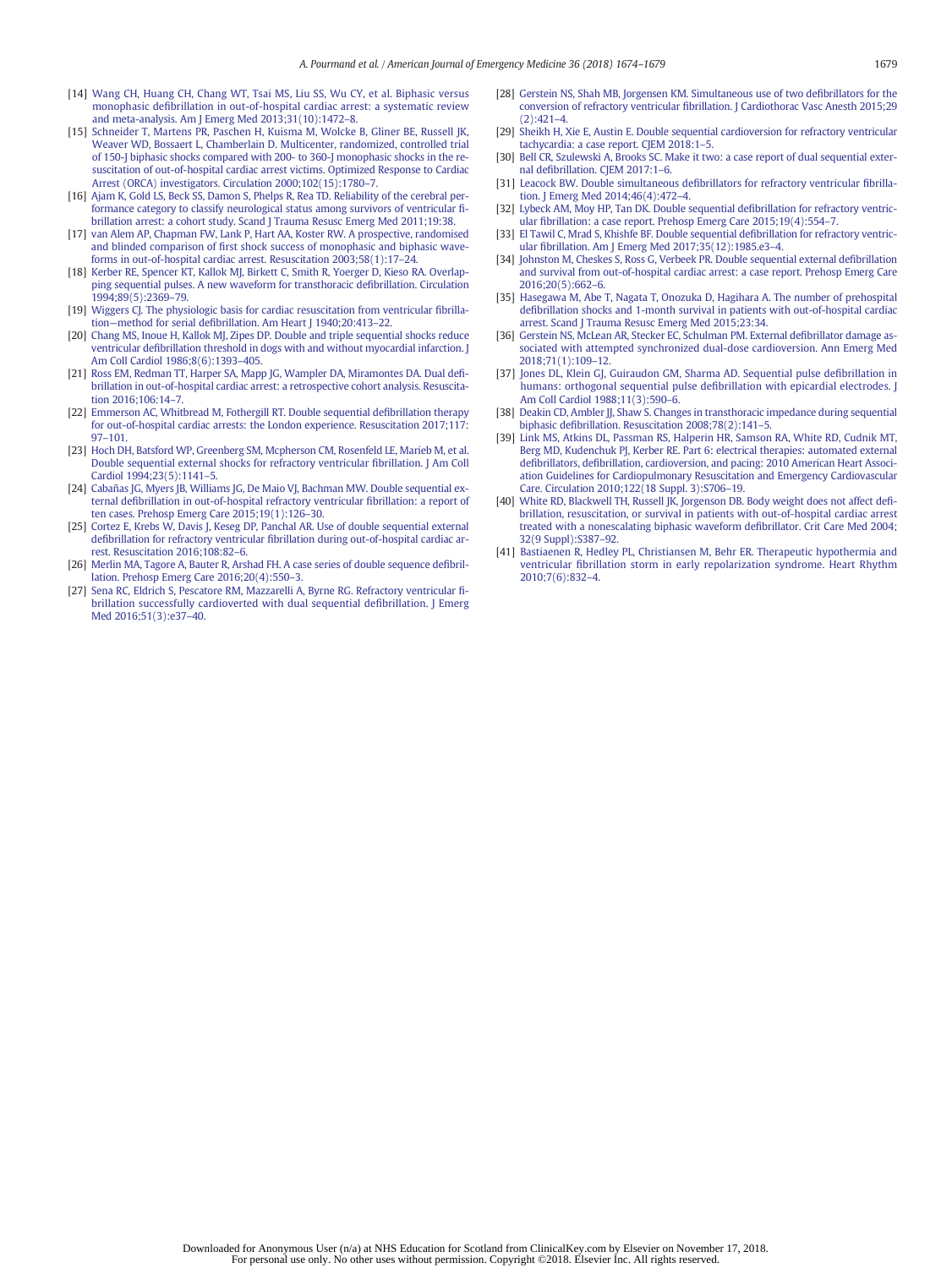[14] Wang CH, Huang CH, Chang WT, Tsai MS, Liu SS, Wu CY, et al. Biphasic versus monophasic defibrillation in out-of-hospital cardiac arrest: a systematic review and meta-analysis. Am J Emerg Med 2013;31(10):1472–8.

[15] Schneider T, Martens PR, Paschen H, Kuisma M, Wolcke B, Gliner BE, Russell JK, Weaver WD, Bossaert L, Chamberlain D. Multicenter, randomized, controlled trial of 150-J biphasic shocks compared with 200- to 360-J monophasic shocks in the resuscitation of out-of-hospital cardiac arrest victims. Optimized Response to Cardiac Arrest (ORCA) investigators. Circulation 2000;102(15):1780–7.

[16] Ajam K, Gold LS, Beck SS, Damon S, Phelps R, Rea TD. Reliability of the cerebral performance category to classify neurological status among survivors of ventricular fibrillation arrest: a cohort study. Scand J Trauma Resusc Emerg Med 2011;19:38.

[17] van Alem AP, Chapman FW, Lank P, Hart AA, Koster RW. A prospective, randomised and blinded comparison of first shock success of monophasic and biphasic waveforms in out-of-hospital cardiac arrest. Resuscitation 2003;58(1):17–24.

[18] Kerber RE, Spencer KT, Kallok MJ, Birkett C, Smith R, Yoerger D, Kieso RA. Overlapping sequential pulses. A new waveform for transthoracic defibrillation. Circulation 1994;89(5):2369–79.

[19] Wiggers CJ. The physiologic basis for cardiac resuscitation from ventricular fibrillation—method for serial defibrillation. Am Heart J 1940;20:413–22.

[20] Chang MS, Inoue H, Kallok MJ, Zipes DP. Double and triple sequential shocks reduce ventricular defibrillation threshold in dogs with and without myocardial infarction. J Am Coll Cardiol 1986;8(6):1393–405.

[21] Ross EM, Redman TT, Harper SA, Mapp JG, Wampler DA, Miramontes DA. Dual defibrillation in out-of-hospital cardiac arrest: a retrospective cohort analysis. Resuscitation 2016;106:14–7.

[22] Emmerson AC, Whitbread M, Fothergill RT. Double sequential defibrillation therapy for out-of-hospital cardiac arrests: the London experience. Resuscitation 2017;117:97–101.

[23] Hoch DH, Batsford WP, Greenberg SM, Mcpherson CM, Rosenfeld LE, Marieb M, et al. Double sequential external shocks for refractory ventricular fibrillation. J Am Coll Cardiol 1994;23(5):1141–5.

[24] Cabañas JG, Myers JB, Williams JG, De Maio VJ, Bachman MW. Double sequential external defibrillation in out-of-hospital refractory ventricular fibrillation: a report of ten cases. Prehosp Emerg Care 2015;19(1):126–30.

[25] Cortez E, Krebs W, Davis J, Keseg DP, Panchal AR. Use of double sequential external defibrillation for refractory ventricular fibrillation during out-of-hospital cardiac arrest. Resuscitation 2016;108:82–6.

[26] Merlin MA, Tagore A, Bauter R, Arshad FH. A case series of double sequence defibrillation. Prehosp Emerg Care 2016;20(4):550–3.

[27] Sena RC, Eldrich S, Pescatore RM, Mazzarelli A, Byrne RG. Refractory ventricular fibrillation successfully cardioverted with dual sequential defibrillation. J Emerg Med 2016;51(3):e37–40.

[28] Gerstein NS, Shah MB, Jorgensen KM. Simultaneous use of two defibrillators for the conversion of refractory ventricular fibrillation. J Cardiothorac Vasc Anesth 2015;29(2):421–4.

[29] Sheikh H, Xie E, Austin E. Double sequential cardioversion for refractory ventricular tachycardia: a case report. CJEM 2018:1–5.

[30] Bell CR, Szulewski A, Brooks SC. Make it two: a case report of dual sequential external defibrillation. CJEM 2017:1–6.

[31] Leacock BW. Double simultaneous defibrillators for refractory ventricular fibrillation. J Emerg Med 2014;46(4):472–4.

[32] Lybeck AM, Moy HP, Tan DK. Double sequential defibrillation for refractory ventricular fibrillation: a case report. Prehosp Emerg Care 2015;19(4):554–7.

[33] El Tawil C, Mrad S, Khishfe BF. Double sequential defibrillation for refractory ventricular fibrillation. Am J Emerg Med 2017;35(12):1985.e3–4.

[34] Johnston M, Cheskes S, Ross G, Verbeek PR. Double sequential external defibrillation and survival from out-of-hospital cardiac arrest: a case report. Prehosp Emerg Care 2016;20(5):662–6.

[35] Hasegawa M, Abe T, Nagata T, Onozuka D, Hagihara A. The number of prehospital defibrillation shocks and 1-month survival in patients with out-of-hospital cardiac arrest. Scand J Trauma Resusc Emerg Med 2015;23:34.

[36] Gerstein NS, McLean AR, Stecker EC, Schulman PM. External defibrillator damage associated with attempted synchronized dual-dose cardioversion. Ann Emerg Med 2018;71(1):109–12.

[37] Jones DL, Klein GJ, Guiraudon GM, Sharma AD. Sequential pulse defibrillation in humans: orthogonal sequential pulse defibrillation with epicardial electrodes. J Am Coll Cardiol 1988;11(3):590–6.

[38] Deakin CD, Ambler JJ, Shaw S. Changes in transthoracic impedance during sequential biphasic defibrillation. Resuscitation 2008;78(2):141–5.

[39] Link MS, Atkins DL, Passman RS, Halperin HR, Samson RA, White RD, Cudnik MT, Berg MD, Kudenchuk PJ, Kerber RE. Part 6: electrical therapies: automated external defibrillators, defibrillation, cardioversion, and pacing: 2010 American Heart Association Guidelines for Cardiopulmonary Resuscitation and Emergency Cardiovascular Care. Circulation 2010;122(18 Suppl. 3):S706–19.

[40] White RD, Blackwell TH, Russell JK, Jorgenson DB. Body weight does not affect defibrillation, resuscitation, or survival in patients with out-of-hospital cardiac arrest treated with a nonescalating biphasic waveform defibrillator. Crit Care Med 2004;32(9 Suppl):S387–92.

[41] Bastiaenen R, Hedley PL, Christiansen M, Behr ER. Therapeutic hypothermia and ventricular fibrillation storm in early repolarization syndrome. Heart Rhythm 2010;7(6):832–4.